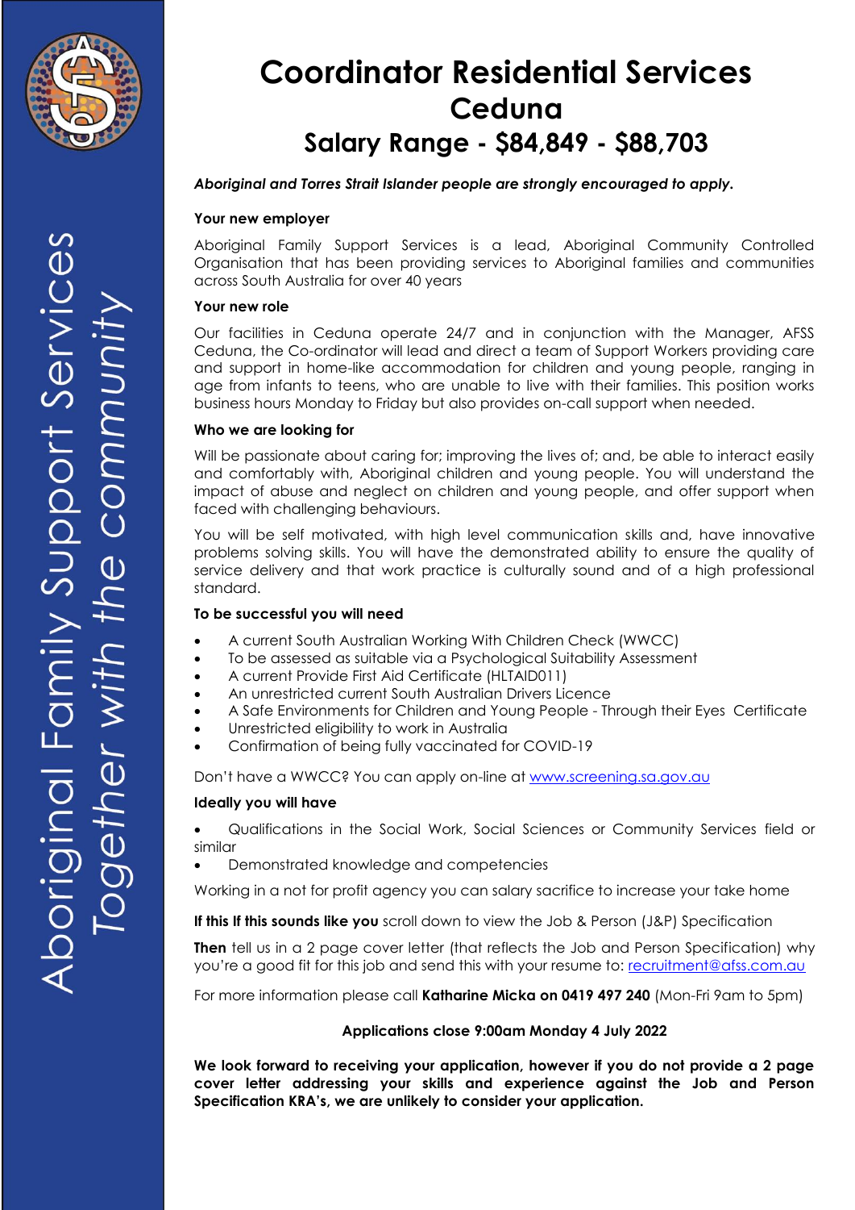# Coordinator Residential Services
# Ceduna
## Salary Range - $84,849 - $88,703

***Aboriginal and Torres Strait Islander people are strongly encouraged to apply.***

**Your new employer**

Aboriginal Family Support Services is a lead, Aboriginal Community Controlled Organisation that has been providing services to Aboriginal families and communities across South Australia for over 40 years

**Your new role**

Our facilities in Ceduna operate 24/7 and in conjunction with the Manager, AFSS Ceduna, the Co-ordinator will lead and direct a team of Support Workers providing care and support in home-like accommodation for children and young people, ranging in age from infants to teens, who are unable to live with their families. This position works business hours Monday to Friday but also provides on-call support when needed.

**Who we are looking for**

Will be passionate about caring for; improving the lives of; and, be able to interact easily and comfortably with, Aboriginal children and young people. You will understand the impact of abuse and neglect on children and young people, and offer support when faced with challenging behaviours.

You will be self motivated, with high level communication skills and, have innovative problems solving skills. You will have the demonstrated ability to ensure the quality of service delivery and that work practice is culturally sound and of a high professional standard.

**To be successful you will need**

- A current South Australian Working With Children Check (WWCC)
- To be assessed as suitable via a Psychological Suitability Assessment
- A current Provide First Aid Certificate (HLTAID011)
- An unrestricted current South Australian Drivers Licence
- A Safe Environments for Children and Young People - Through their Eyes Certificate
- Unrestricted eligibility to work in Australia
- Confirmation of being fully vaccinated for COVID-19

Don't have a WWCC? You can apply on-line at www.screening.sa.gov.au

**Ideally you will have**

- Qualifications in the Social Work, Social Sciences or Community Services field or similar
- Demonstrated knowledge and competencies

Working in a not for profit agency you can salary sacrifice to increase your take home

**If this If this sounds like you** scroll down to view the Job & Person (J&P) Specification

**Then** tell us in a 2 page cover letter (that reflects the Job and Person Specification) why you're a good fit for this job and send this with your resume to: recruitment@afss.com.au

For more information please call **Katharine Micka on 0419 497 240** (Mon-Fri 9am to 5pm)

**Applications close 9:00am Monday 4 July 2022**

**We look forward to receiving your application, however if you do not provide a 2 page cover letter addressing your skills and experience against the Job and Person Specification KRA's, we are unlikely to consider your application.**

Aboriginal Family Support Services
*Together with the community*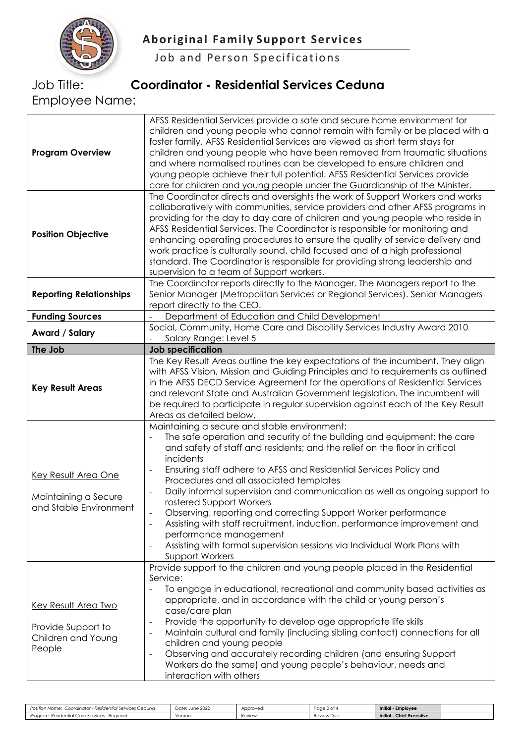**Aboriginal Family Support Services**

Job and Person Specifications

# Job Title: Coordinator - Residential Services Ceduna

Employee Name:

| | |
|---|---|
| **Program Overview** | AFSS Residential Services provide a safe and secure home environment for children and young people who cannot remain with family or be placed with a foster family. AFSS Residential Services are viewed as short term stays for children and young people who have been removed from traumatic situations and where normalised routines can be developed to ensure children and young people achieve their full potential. AFSS Residential Services provide care for children and young people under the Guardianship of the Minister. |
| **Position Objective** | The Coordinator directs and oversights the work of Support Workers and works collaboratively with communities, service providers and other AFSS programs in providing for the day to day care of children and young people who reside in AFSS Residential Services. The Coordinator is responsible for monitoring and enhancing operating procedures to ensure the quality of service delivery and work practice is culturally sound, child focused and of a high professional standard. The Coordinator is responsible for providing strong leadership and supervision to a team of Support workers. |
| **Reporting Relationships** | The Coordinator reports directly to the Manager. The Managers report to the Senior Manager (Metropolitan Services or Regional Services). Senior Managers report directly to the CEO. |
| **Funding Sources** | - Department of Education and Child Development |
| **Award / Salary** | Social, Community, Home Care and Disability Services Industry Award 2010<br>- Salary Range: Level 5 |
| **The Job** | **Job specification** |
| **Key Result Areas** | The Key Result Areas outline the key expectations of the incumbent. They align with AFSS Vision, Mission and Guiding Principles and to requirements as outlined in the AFSS DECD Service Agreement for the operations of Residential Services and relevant State and Australian Government legislation. The incumbent will be required to participate in regular supervision against each of the Key Result Areas as detailed below. |
| Key Result Area One<br><br>Maintaining a Secure and Stable Environment | Maintaining a secure and stable environment:<br>- The safe operation and security of the building and equipment; the care and safety of staff and residents; and the relief on the floor in critical incidents<br>- Ensuring staff adhere to AFSS and Residential Services Policy and Procedures and all associated templates<br>- Daily informal supervision and communication as well as ongoing support to rostered Support Workers<br>- Observing, reporting and correcting Support Worker performance<br>- Assisting with staff recruitment, induction, performance improvement and performance management<br>- Assisting with formal supervision sessions via Individual Work Plans with Support Workers |
| Key Result Area Two<br><br>Provide Support to Children and Young People | Provide support to the children and young people placed in the Residential Service:<br>- To engage in educational, recreational and community based activities as appropriate, and in accordance with the child or young person's case/care plan<br>- Provide the opportunity to develop age appropriate life skills<br>- Maintain cultural and family (including sibling contact) connections for all children and young people<br>- Observing and accurately recording children (and ensuring Support Workers do the same) and young people's behaviour, needs and interaction with others |

| Position Name: Coordinator - Residential Services Ceduna | Date: June 2022 | Approved: | | Initial - Employee | |
|---|---|---|---|---|---|
| Program Residential Care Services - Regional | Version: | Review: | Review Due: | Initial - Chief Executive | |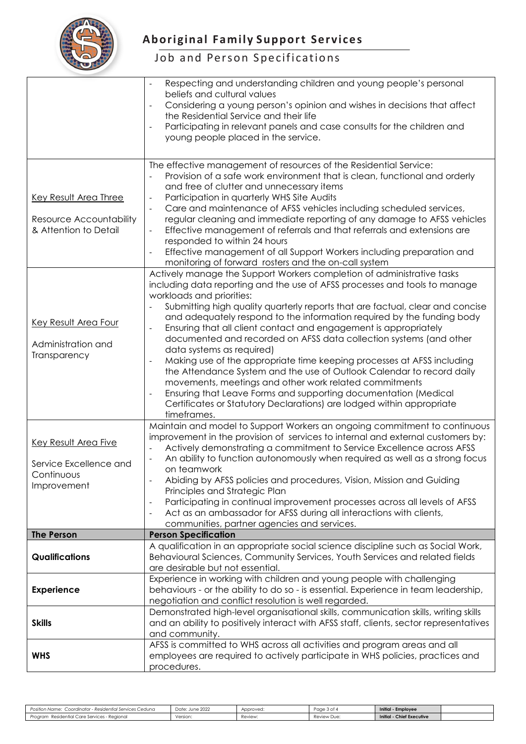| | |
|---|---|
| | - Respecting and understanding children and young people's personal beliefs and cultural values<br>- Considering a young person's opinion and wishes in decisions that affect the Residential Service and their life<br>- Participating in relevant panels and case consults for the children and young people placed in the service. |
| Key Result Area Three<br><br>Resource Accountability & Attention to Detail | The effective management of resources of the Residential Service:<br>- Provision of a safe work environment that is clean, functional and orderly and free of clutter and unnecessary items<br>- Participation in quarterly WHS Site Audits<br>- Care and maintenance of AFSS vehicles including scheduled services, regular cleaning and immediate reporting of any damage to AFSS vehicles<br>- Effective management of referrals and that referrals and extensions are responded to within 24 hours<br>- Effective management of all Support Workers including preparation and monitoring of forward rosters and the on-call system |
| Key Result Area Four<br><br>Administration and Transparency | Actively manage the Support Workers completion of administrative tasks including data reporting and the use of AFSS processes and tools to manage workloads and priorities:<br>- Submitting high quality quarterly reports that are factual, clear and concise and adequately respond to the information required by the funding body<br>- Ensuring that all client contact and engagement is appropriately documented and recorded on AFSS data collection systems (and other data systems as required)<br>- Making use of the appropriate time keeping processes at AFSS including the Attendance System and the use of Outlook Calendar to record daily movements, meetings and other work related commitments<br>- Ensuring that Leave Forms and supporting documentation (Medical Certificates or Statutory Declarations) are lodged within appropriate timeframes. |
| Key Result Area Five<br><br>Service Excellence and Continuous Improvement | Maintain and model to Support Workers an ongoing commitment to continuous improvement in the provision of services to internal and external customers by:<br>- Actively demonstrating a commitment to Service Excellence across AFSS<br>- An ability to function autonomously when required as well as a strong focus on teamwork<br>- Abiding by AFSS policies and procedures, Vision, Mission and Guiding Principles and Strategic Plan<br>- Participating in continual improvement processes across all levels of AFSS<br>- Act as an ambassador for AFSS during all interactions with clients, communities, partner agencies and services. |
| **The Person** | **Person Specification** |
| **Qualifications** | A qualification in an appropriate social science discipline such as Social Work, Behavioural Sciences, Community Services, Youth Services and related fields are desirable but not essential. |
| **Experience** | Experience in working with children and young people with challenging behaviours - or the ability to do so - is essential. Experience in team leadership, negotiation and conflict resolution is well regarded. |
| **Skills** | Demonstrated high-level organisational skills, communication skills, writing skills and an ability to positively interact with AFSS staff, clients, sector representatives and community. |
| **WHS** | AFSS is committed to WHS across all activities and program areas and all employees are required to actively participate in WHS policies, practices and procedures. |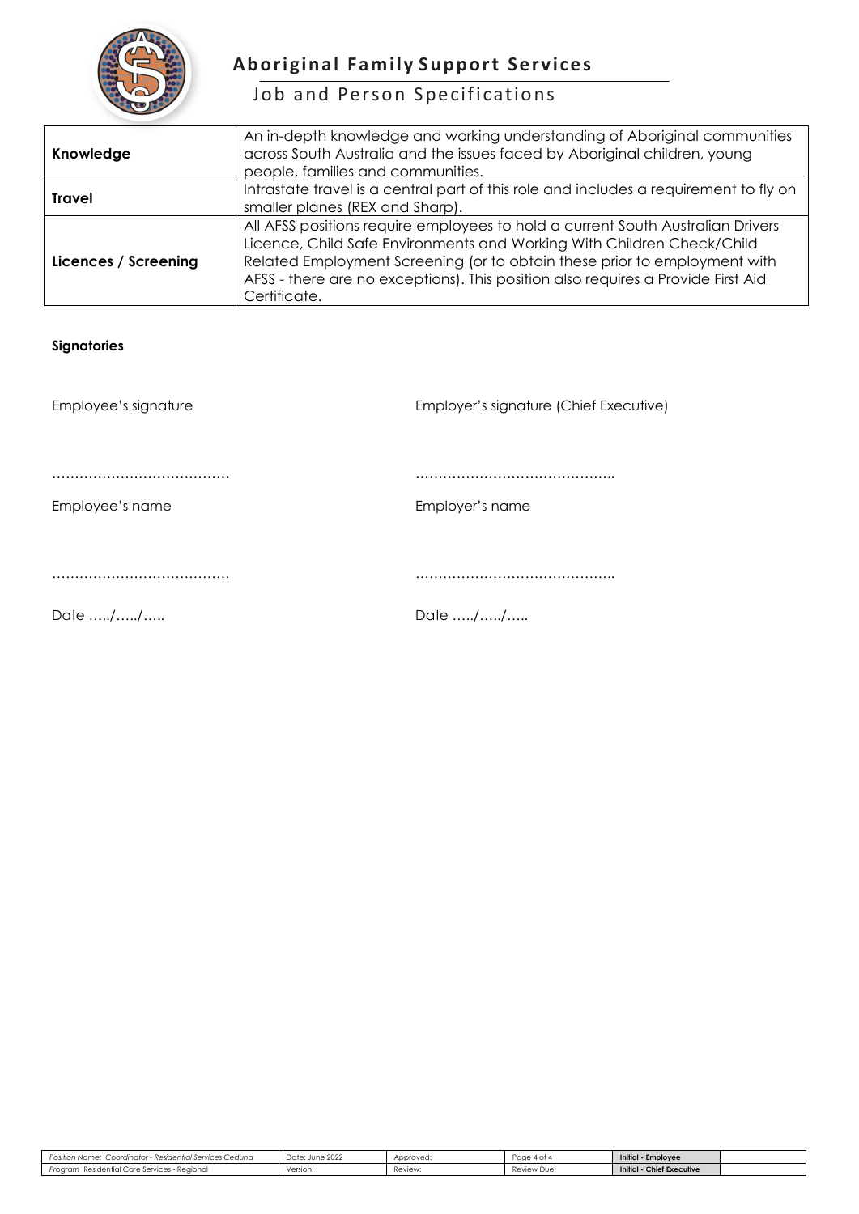# Aboriginal Family Support Services

## Job and Person Specifications

| | |
|---|---|
| **Knowledge** | An in-depth knowledge and working understanding of Aboriginal communities across South Australia and the issues faced by Aboriginal children, young people, families and communities. |
| **Travel** | Intrastate travel is a central part of this role and includes a requirement to fly on smaller planes (REX and Sharp). |
| **Licences / Screening** | All AFSS positions require employees to hold a current South Australian Drivers Licence, Child Safe Environments and Working With Children Check/Child Related Employment Screening (or to obtain these prior to employment with AFSS - there are no exceptions). This position also requires a Provide First Aid Certificate. |

**Signatories**

Employee's signature

…………………………………

Employee's name

…………………………………

Date …../…../…..

Employer's signature (Chief Executive)

……………………………………..

Employer's name

……………………………………..

Date …../…../…..